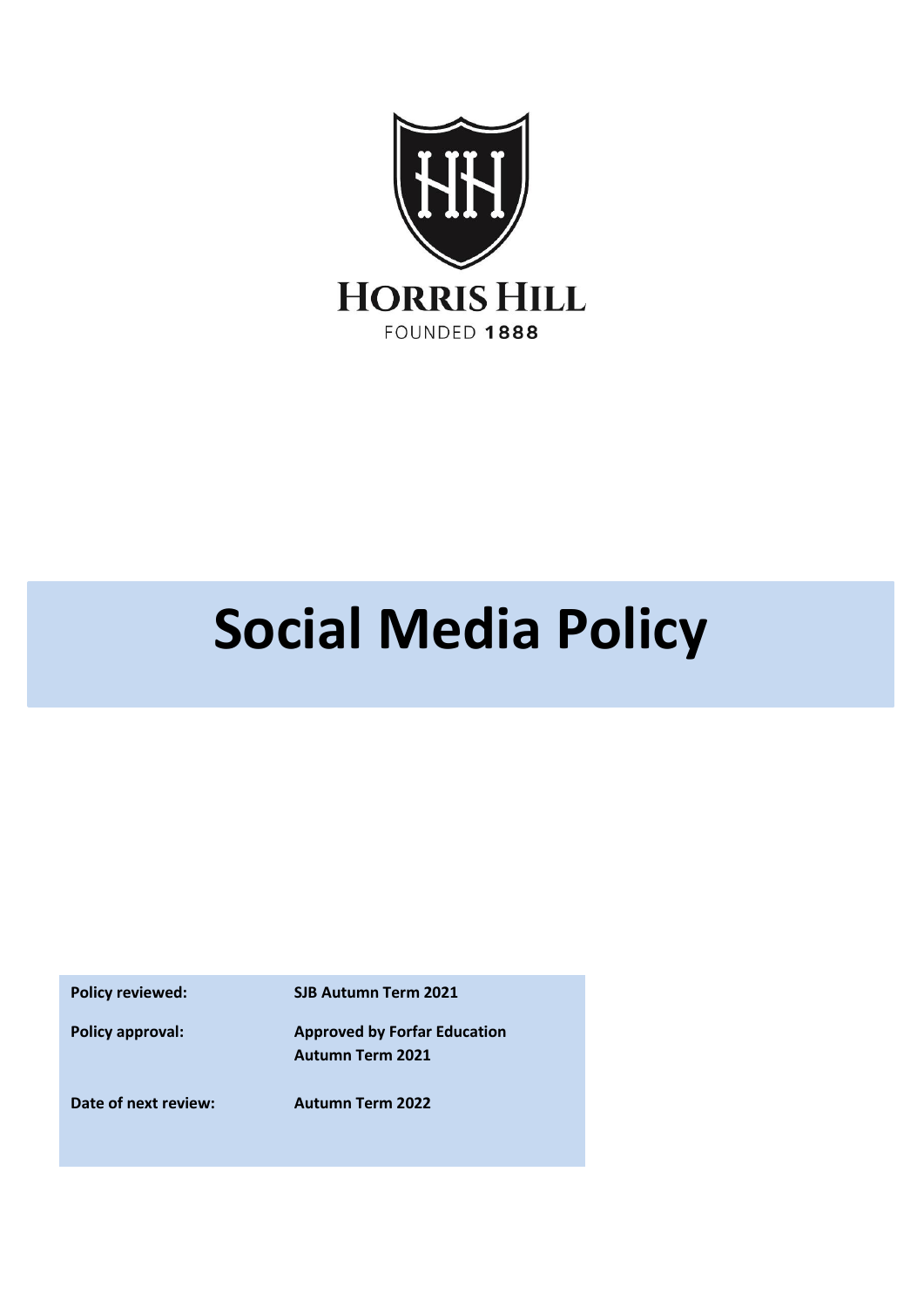HORRIS HILL

FOUNDED 1888

# Social Media Policy

| | |
|---|---|
| **Policy reviewed:** | **SJB Autumn Term 2021** |
| **Policy approval:** | **Approved by Forfar Education Autumn Term 2021** |
| **Date of next review:** | **Autumn Term 2022** |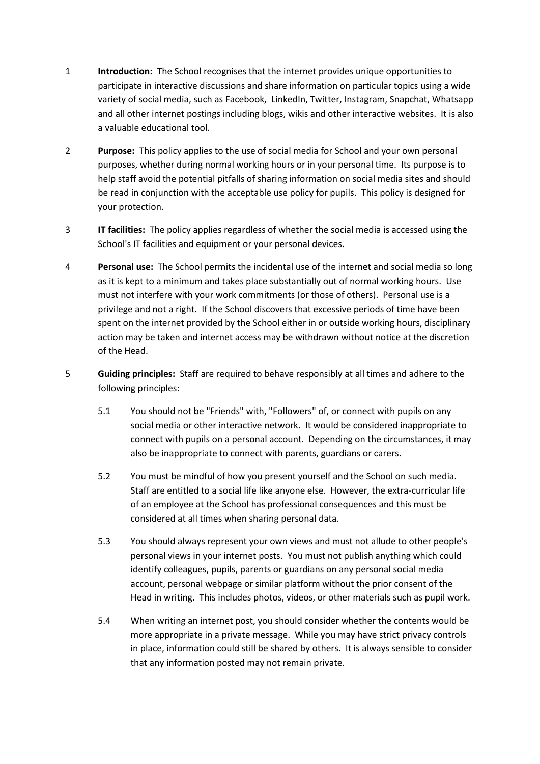1 **Introduction:** The School recognises that the internet provides unique opportunities to participate in interactive discussions and share information on particular topics using a wide variety of social media, such as Facebook, LinkedIn, Twitter, Instagram, Snapchat, Whatsapp and all other internet postings including blogs, wikis and other interactive websites. It is also a valuable educational tool.

2 **Purpose:** This policy applies to the use of social media for School and your own personal purposes, whether during normal working hours or in your personal time. Its purpose is to help staff avoid the potential pitfalls of sharing information on social media sites and should be read in conjunction with the acceptable use policy for pupils. This policy is designed for your protection.

3 **IT facilities:** The policy applies regardless of whether the social media is accessed using the School's IT facilities and equipment or your personal devices.

4 **Personal use:** The School permits the incidental use of the internet and social media so long as it is kept to a minimum and takes place substantially out of normal working hours. Use must not interfere with your work commitments (or those of others). Personal use is a privilege and not a right. If the School discovers that excessive periods of time have been spent on the internet provided by the School either in or outside working hours, disciplinary action may be taken and internet access may be withdrawn without notice at the discretion of the Head.

5 **Guiding principles:** Staff are required to behave responsibly at all times and adhere to the following principles:

5.1 You should not be "Friends" with, "Followers" of, or connect with pupils on any social media or other interactive network. It would be considered inappropriate to connect with pupils on a personal account. Depending on the circumstances, it may also be inappropriate to connect with parents, guardians or carers.

5.2 You must be mindful of how you present yourself and the School on such media. Staff are entitled to a social life like anyone else. However, the extra-curricular life of an employee at the School has professional consequences and this must be considered at all times when sharing personal data.

5.3 You should always represent your own views and must not allude to other people's personal views in your internet posts. You must not publish anything which could identify colleagues, pupils, parents or guardians on any personal social media account, personal webpage or similar platform without the prior consent of the Head in writing. This includes photos, videos, or other materials such as pupil work.

5.4 When writing an internet post, you should consider whether the contents would be more appropriate in a private message. While you may have strict privacy controls in place, information could still be shared by others. It is always sensible to consider that any information posted may not remain private.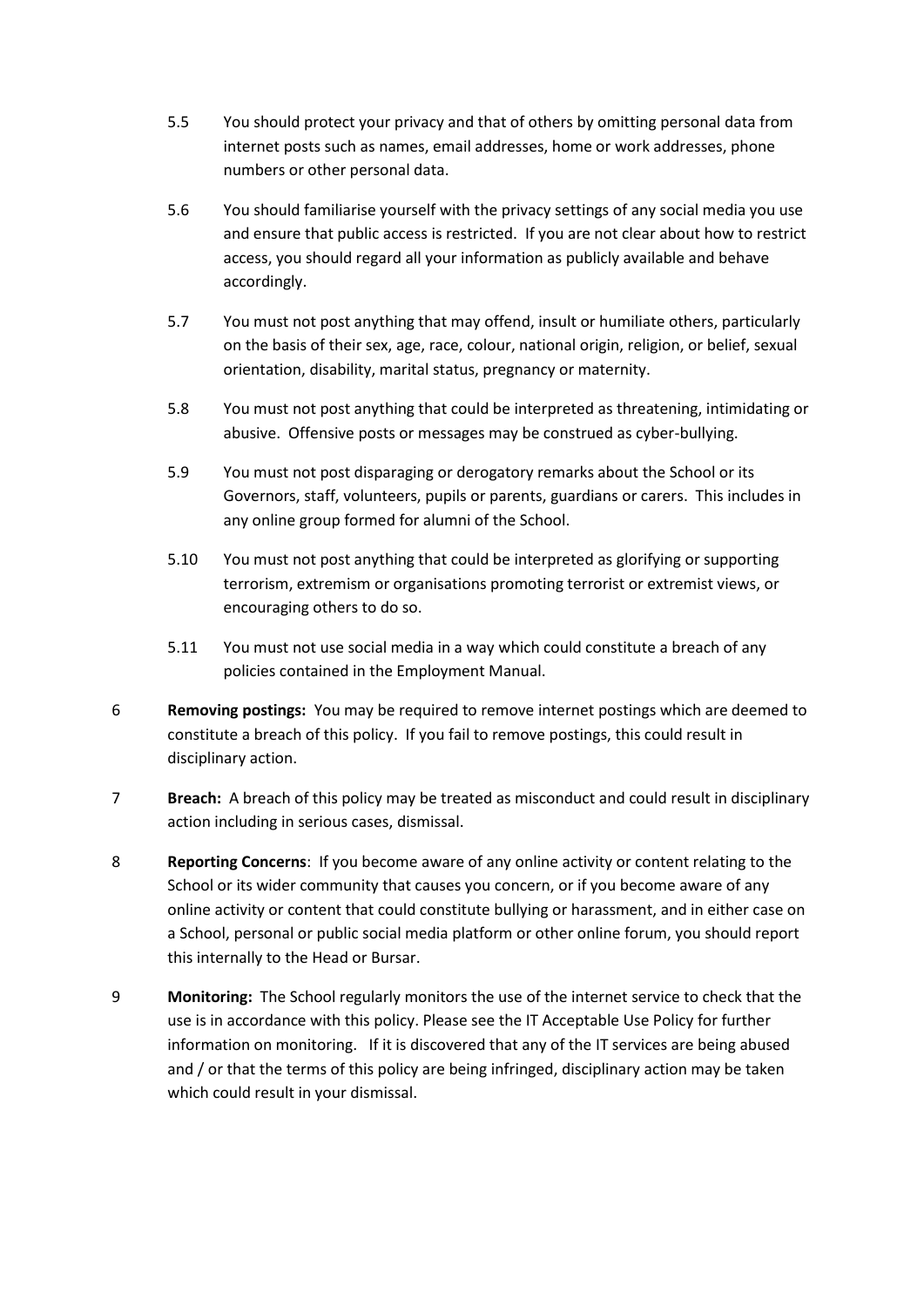5.5 You should protect your privacy and that of others by omitting personal data from internet posts such as names, email addresses, home or work addresses, phone numbers or other personal data.

5.6 You should familiarise yourself with the privacy settings of any social media you use and ensure that public access is restricted. If you are not clear about how to restrict access, you should regard all your information as publicly available and behave accordingly.

5.7 You must not post anything that may offend, insult or humiliate others, particularly on the basis of their sex, age, race, colour, national origin, religion, or belief, sexual orientation, disability, marital status, pregnancy or maternity.

5.8 You must not post anything that could be interpreted as threatening, intimidating or abusive. Offensive posts or messages may be construed as cyber-bullying.

5.9 You must not post disparaging or derogatory remarks about the School or its Governors, staff, volunteers, pupils or parents, guardians or carers. This includes in any online group formed for alumni of the School.

5.10 You must not post anything that could be interpreted as glorifying or supporting terrorism, extremism or organisations promoting terrorist or extremist views, or encouraging others to do so.

5.11 You must not use social media in a way which could constitute a breach of any policies contained in the Employment Manual.

6 **Removing postings:** You may be required to remove internet postings which are deemed to constitute a breach of this policy. If you fail to remove postings, this could result in disciplinary action.

7 **Breach:** A breach of this policy may be treated as misconduct and could result in disciplinary action including in serious cases, dismissal.

8 **Reporting Concerns**: If you become aware of any online activity or content relating to the School or its wider community that causes you concern, or if you become aware of any online activity or content that could constitute bullying or harassment, and in either case on a School, personal or public social media platform or other online forum, you should report this internally to the Head or Bursar.

9 **Monitoring:** The School regularly monitors the use of the internet service to check that the use is in accordance with this policy. Please see the IT Acceptable Use Policy for further information on monitoring. If it is discovered that any of the IT services are being abused and / or that the terms of this policy are being infringed, disciplinary action may be taken which could result in your dismissal.